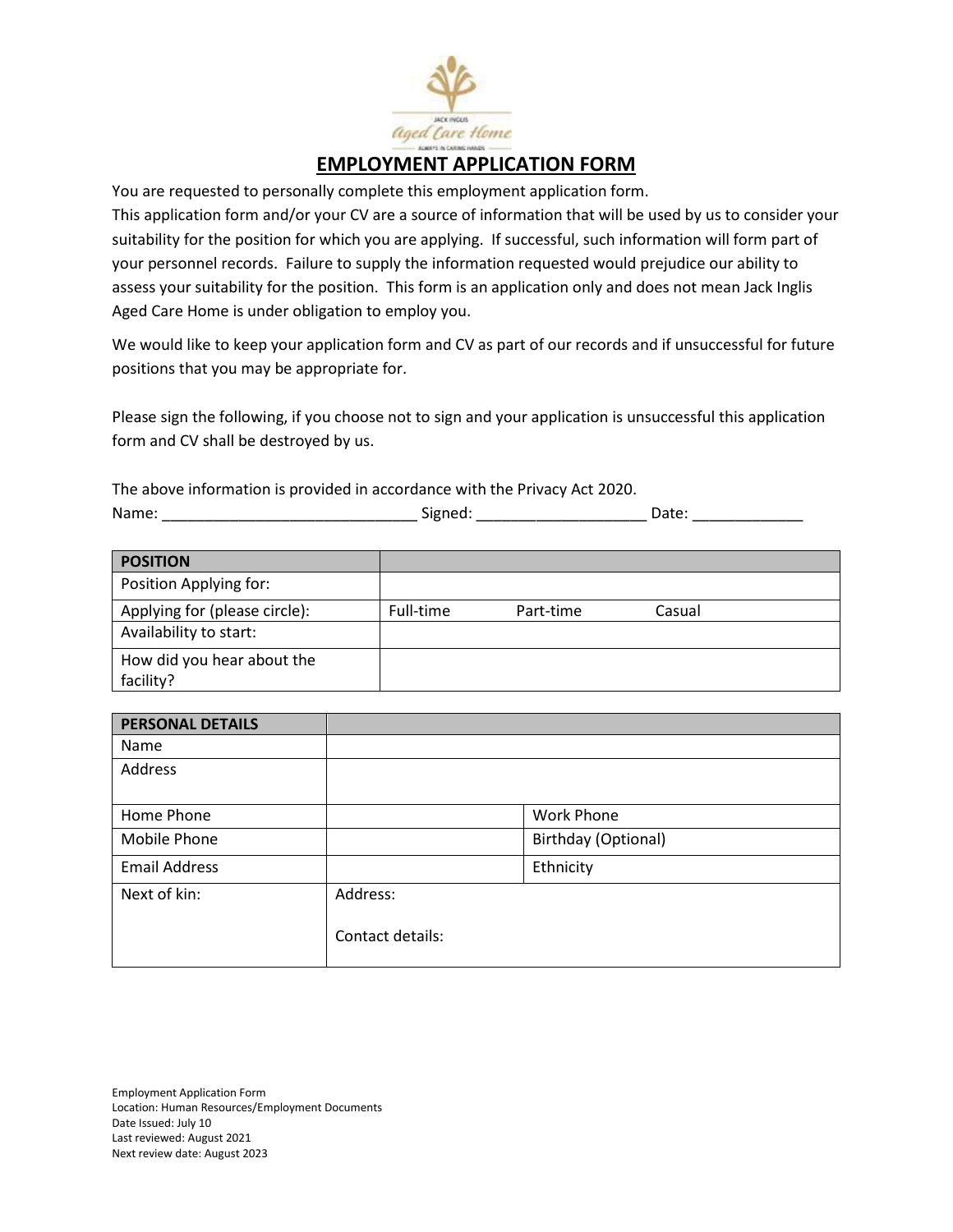# EMPLOYMENT APPLICATION FORM

You are requested to personally complete this employment application form.

This application form and/or your CV are a source of information that will be used by us to consider your suitability for the position for which you are applying. If successful, such information will form part of your personnel records. Failure to supply the information requested would prejudice our ability to assess your suitability for the position. This form is an application only and does not mean Jack Inglis Aged Care Home is under obligation to employ you.

We would like to keep your application form and CV as part of our records and if unsuccessful for future positions that you may be appropriate for.

Please sign the following, if you choose not to sign and your application is unsuccessful this application form and CV shall be destroyed by us.

The above information is provided in accordance with the Privacy Act 2020.

Name: ______________________________ Signed: ____________________ Date: _____________

| **POSITION** | | | |
|---|---|---|---|
| Position Applying for: | | | |
| Applying for (please circle): | Full-time | Part-time | Casual |
| Availability to start: | | | |
| How did you hear about the facility? | | | |

| **PERSONAL DETAILS** | | | |
|---|---|---|---|
| Name | | | |
| Address | | | |
| Home Phone | | Work Phone | |
| Mobile Phone | | Birthday (Optional) | |
| Email Address | | Ethnicity | |
| Next of kin: | Address:<br><br>Contact details: | | |

Employment Application Form
Location: Human Resources/Employment Documents
Date Issued: July 10
Last reviewed: August 2021
Next review date: August 2023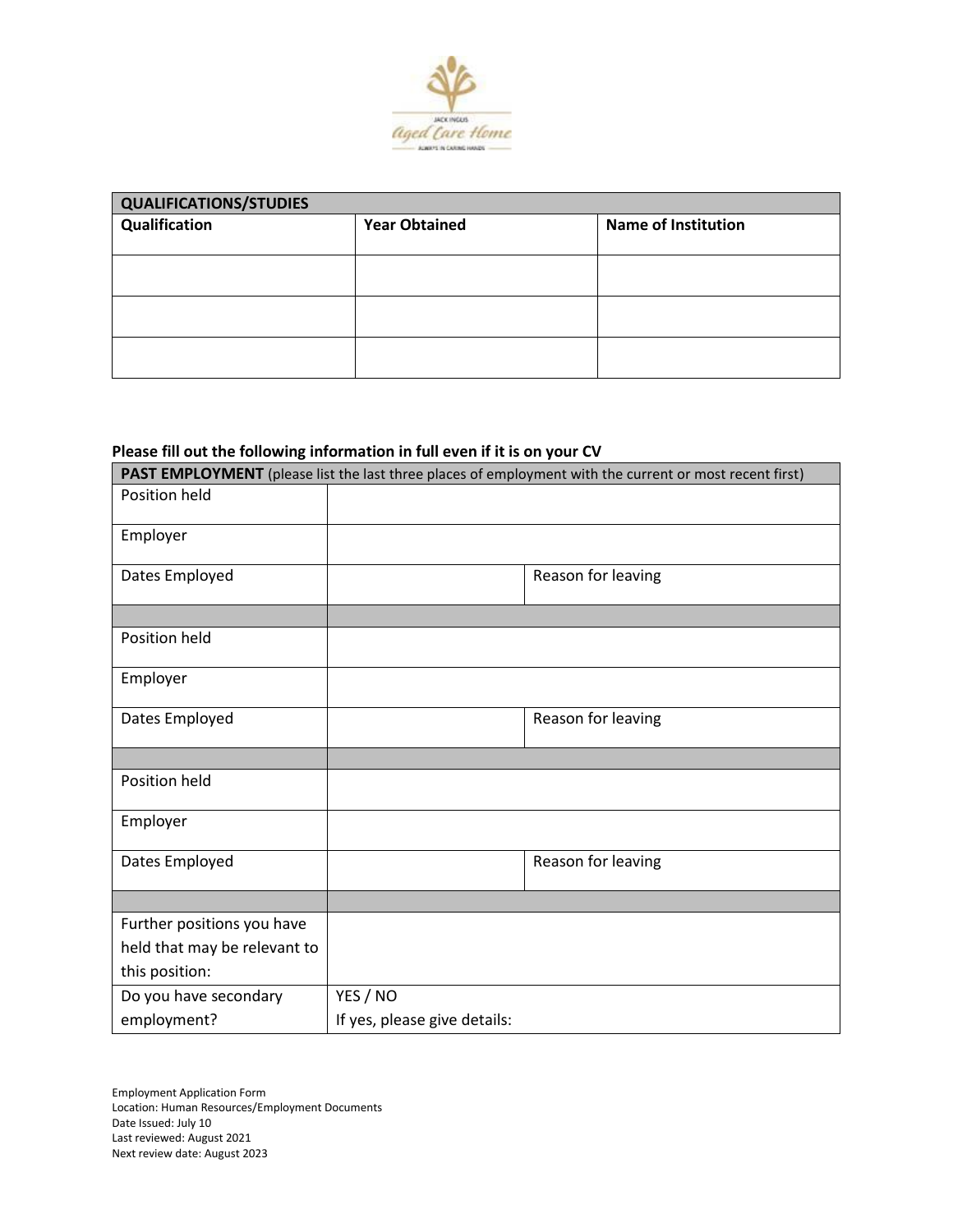| QUALIFICATIONS/STUDIES | | |
|---|---|---|
| **Qualification** | **Year Obtained** | **Name of Institution** |
| | | |
| | | |
| | | |

**Please fill out the following information in full even if it is on your CV**

| **PAST EMPLOYMENT** (please list the last three places of employment with the current or most recent first) | | |
|---|---|---|
| Position held | | |
| Employer | | |
| Dates Employed | | Reason for leaving |
| | | |
| Position held | | |
| Employer | | |
| Dates Employed | | Reason for leaving |
| | | |
| Position held | | |
| Employer | | |
| Dates Employed | | Reason for leaving |
| | | |
| Further positions you have held that may be relevant to this position: | | |
| Do you have secondary employment? | YES / NO<br>If yes, please give details: | |

Employment Application Form
Location: Human Resources/Employment Documents
Date Issued: July 10
Last reviewed: August 2021
Next review date: August 2023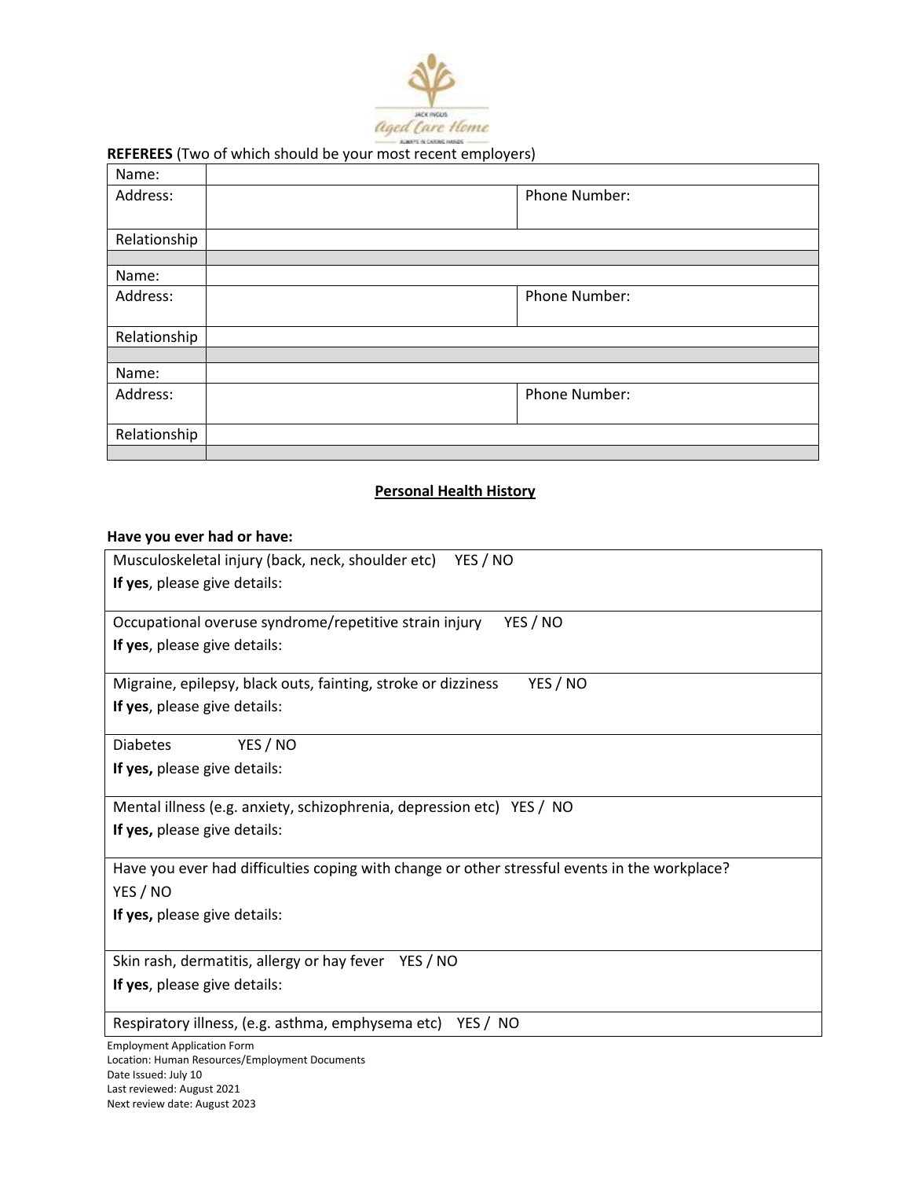**REFEREES** (Two of which should be your most recent employers)

| Name: | | |
|---|---|---|
| Address: | | Phone Number: |
| Relationship | | |
| | | |
| Name: | | |
| Address: | | Phone Number: |
| Relationship | | |
| | | |
| Name: | | |
| Address: | | Phone Number: |
| Relationship | | |
| | | |

## Personal Health History

**Have you ever had or have:**

Musculoskeletal injury (back, neck, shoulder etc) YES / NO
**If yes**, please give details:

Occupational overuse syndrome/repetitive strain injury YES / NO
**If yes**, please give details:

Migraine, epilepsy, black outs, fainting, stroke or dizziness YES / NO
**If yes**, please give details:

Diabetes YES / NO
**If yes,** please give details:

Mental illness (e.g. anxiety, schizophrenia, depression etc) YES / NO
**If yes,** please give details:

Have you ever had difficulties coping with change or other stressful events in the workplace?
YES / NO
**If yes,** please give details:

Skin rash, dermatitis, allergy or hay fever YES / NO
**If yes**, please give details:

Respiratory illness, (e.g. asthma, emphysema etc) YES / NO

Employment Application Form
Location: Human Resources/Employment Documents
Date Issued: July 10
Last reviewed: August 2021
Next review date: August 2023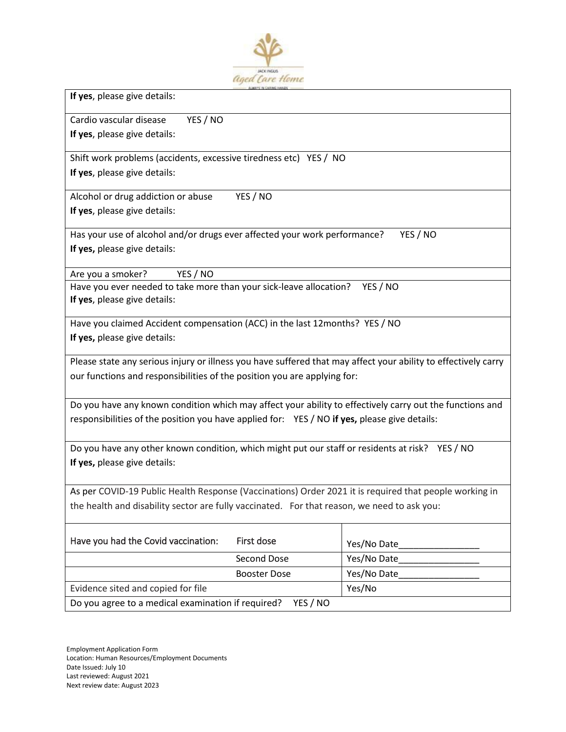**If yes**, please give details:

Cardio vascular disease YES / NO

**If yes**, please give details:

Shift work problems (accidents, excessive tiredness etc) YES / NO

**If yes**, please give details:

Alcohol or drug addiction or abuse YES / NO

**If yes**, please give details:

Has your use of alcohol and/or drugs ever affected your work performance? YES / NO

**If yes,** please give details:

Are you a smoker? YES / NO

Have you ever needed to take more than your sick-leave allocation? YES / NO

**If yes**, please give details:

Have you claimed Accident compensation (ACC) in the last 12months? YES / NO

**If yes,** please give details:

Please state any serious injury or illness you have suffered that may affect your ability to effectively carry our functions and responsibilities of the position you are applying for:

Do you have any known condition which may affect your ability to effectively carry out the functions and responsibilities of the position you have applied for: YES / NO **if yes,** please give details:

Do you have any other known condition, which might put our staff or residents at risk? YES / NO

**If yes,** please give details:

As per COVID-19 Public Health Response (Vaccinations) Order 2021 it is required that people working in the health and disability sector are fully vaccinated. For that reason, we need to ask you:

| | | |
|---|---|---|
| Have you had the Covid vaccination: | First dose | Yes/No Date________________ |
| | Second Dose | Yes/No Date________________ |
| | Booster Dose | Yes/No Date________________ |
| Evidence sited and copied for file | | Yes/No |
| Do you agree to a medical examination if required? YES / NO | | |

Employment Application Form
Location: Human Resources/Employment Documents
Date Issued: July 10
Last reviewed: August 2021
Next review date: August 2023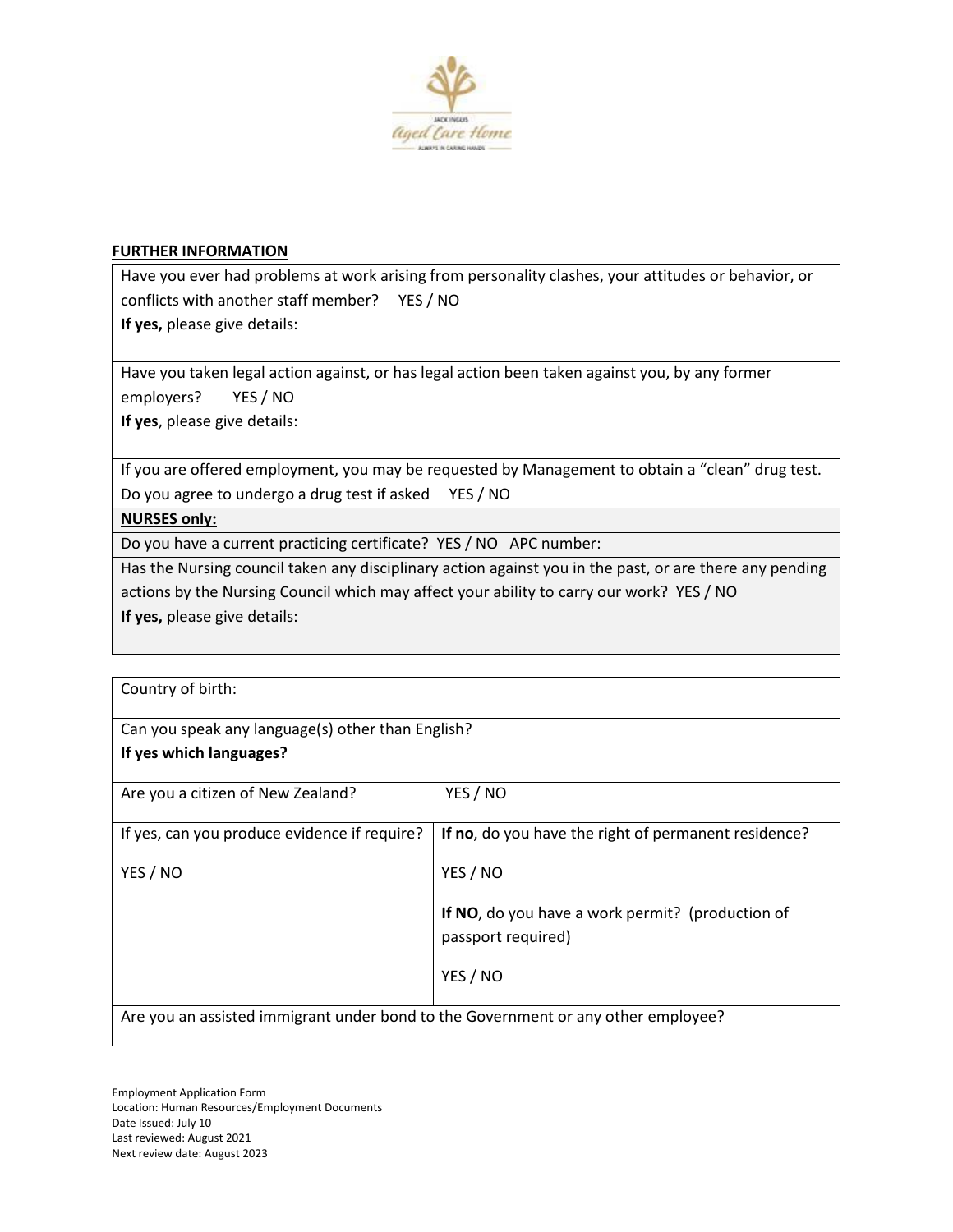## FURTHER INFORMATION

Have you ever had problems at work arising from personality clashes, your attitudes or behavior, or conflicts with another staff member? YES / NO

**If yes,** please give details:

Have you taken legal action against, or has legal action been taken against you, by any former employers? YES / NO

**If yes**, please give details:

If you are offered employment, you may be requested by Management to obtain a "clean" drug test. Do you agree to undergo a drug test if asked YES / NO

**NURSES only:**

Do you have a current practicing certificate? YES / NO APC number:

Has the Nursing council taken any disciplinary action against you in the past, or are there any pending actions by the Nursing Council which may affect your ability to carry our work? YES / NO

**If yes,** please give details:

Country of birth:

Can you speak any language(s) other than English?

**If yes which languages?**

| Are you a citizen of New Zealand? | YES / NO |
|---|---|
| If yes, can you produce evidence if require?<br><br>YES / NO | **If no**, do you have the right of permanent residence?<br><br>YES / NO<br><br>**If NO**, do you have a work permit? (production of passport required)<br><br>YES / NO |

Are you an assisted immigrant under bond to the Government or any other employee?

Employment Application Form
Location: Human Resources/Employment Documents
Date Issued: July 10
Last reviewed: August 2021
Next review date: August 2023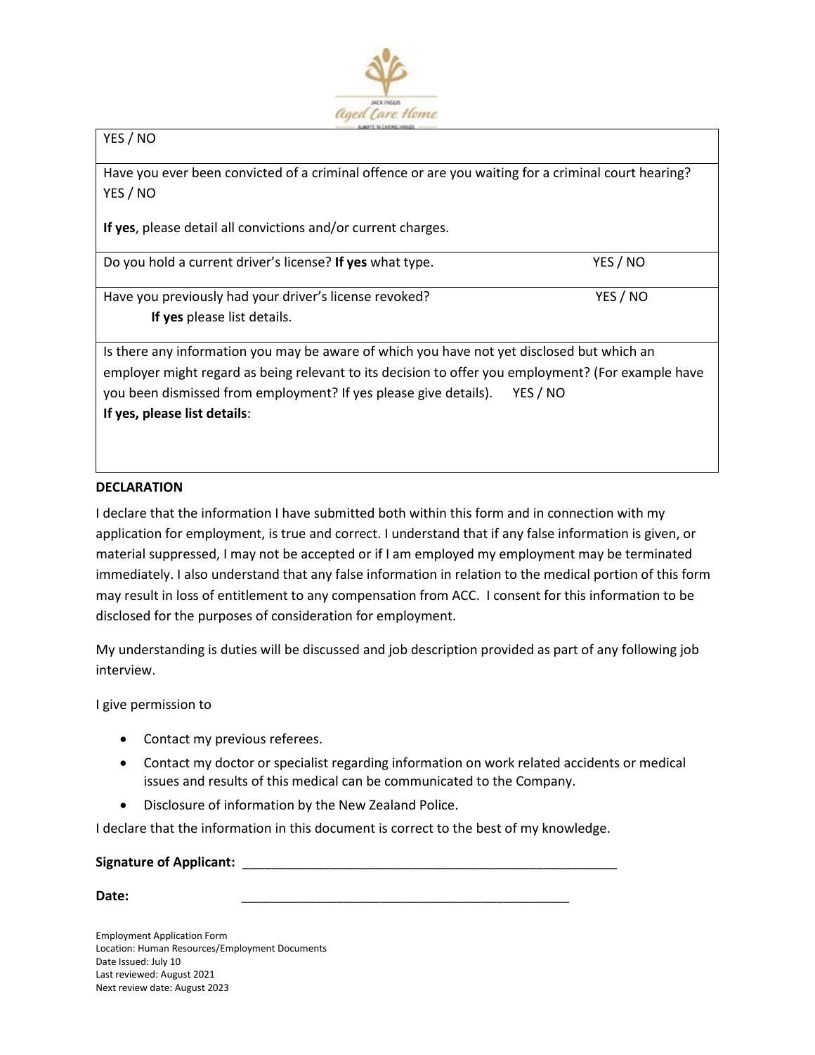YES / NO

Have you ever been convicted of a criminal offence or are you waiting for a criminal court hearing? YES / NO

**If yes**, please detail all convictions and/or current charges.

Do you hold a current driver's license? **If yes** what type. YES / NO

Have you previously had your driver's license revoked? YES / NO
**If yes** please list details.

Is there any information you may be aware of which you have not yet disclosed but which an employer might regard as being relevant to its decision to offer you employment? (For example have you been dismissed from employment? If yes please give details). YES / NO
**If yes, please list details**:

**DECLARATION**

I declare that the information I have submitted both within this form and in connection with my application for employment, is true and correct. I understand that if any false information is given, or material suppressed, I may not be accepted or if I am employed my employment may be terminated immediately. I also understand that any false information in relation to the medical portion of this form may result in loss of entitlement to any compensation from ACC. I consent for this information to be disclosed for the purposes of consideration for employment.

My understanding is duties will be discussed and job description provided as part of any following job interview.

I give permission to

- Contact my previous referees.
- Contact my doctor or specialist regarding information on work related accidents or medical issues and results of this medical can be communicated to the Company.
- Disclosure of information by the New Zealand Police.

I declare that the information in this document is correct to the best of my knowledge.

**Signature of Applicant:** _______________________________________________

**Date:** _______________________________________________

Employment Application Form
Location: Human Resources/Employment Documents
Date Issued: July 10
Last reviewed: August 2021
Next review date: August 2023